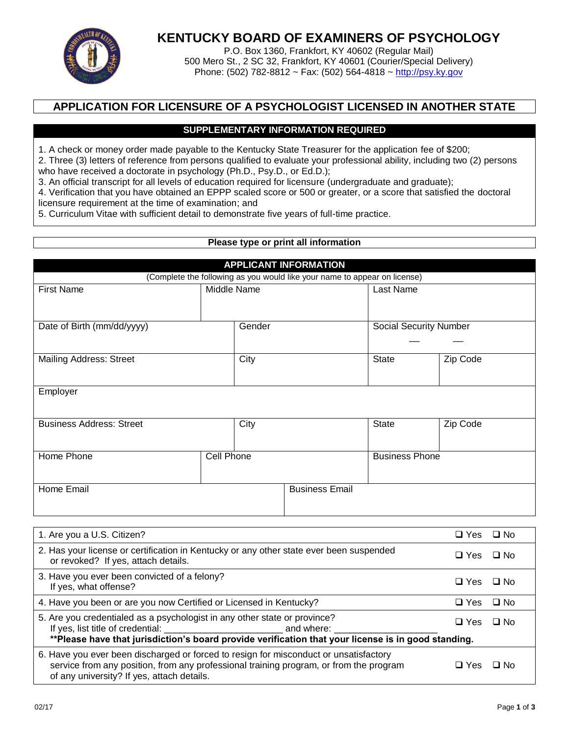# KENTUCKY BOARD OF EXAMINERS OF PSYCHOLOGY

P.O. Box 1360, Frankfort, KY 40602 (Regular Mail)
500 Mero St., 2 SC 32, Frankfort, KY 40601 (Courier/Special Delivery)
Phone: (502) 782-8812 ~ Fax: (502) 564-4818 ~ http://psy.ky.gov

## APPLICATION FOR LICENSURE OF A PSYCHOLOGIST LICENSED IN ANOTHER STATE

### SUPPLEMENTARY INFORMATION REQUIRED

1. A check or money order made payable to the Kentucky State Treasurer for the application fee of $200;
2. Three (3) letters of reference from persons qualified to evaluate your professional ability, including two (2) persons who have received a doctorate in psychology (Ph.D., Psy.D., or Ed.D.);
3. An official transcript for all levels of education required for licensure (undergraduate and graduate);
4. Verification that you have obtained an EPPP scaled score or 500 or greater, or a score that satisfied the doctoral licensure requirement at the time of examination; and
5. Curriculum Vitae with sufficient detail to demonstrate five years of full-time practice.

**Please type or print all information**

### APPLICANT INFORMATION

(Complete the following as you would like your name to appear on license)

| First Name | Middle Name | Last Name | |
|---|---|---|---|
| Date of Birth (mm/dd/yyyy) | Gender | Social Security Number ___ ___ | |
| Mailing Address: Street | City | State | Zip Code |
| Employer | | | |
| Business Address: Street | City | State | Zip Code |
| Home Phone | Cell Phone | Business Phone | |
| Home Email | Business Email | | |

| Question | Yes | No |
|---|---|---|
| 1. Are you a U.S. Citizen? | ❑ Yes | ❑ No |
| 2. Has your license or certification in Kentucky or any other state ever been suspended or revoked? If yes, attach details. | ❑ Yes | ❑ No |
| 3. Have you ever been convicted of a felony? If yes, what offense? | ❑ Yes | ❑ No |
| 4. Have you been or are you now Certified or Licensed in Kentucky? | ❑ Yes | ❑ No |
| 5. Are you credentialed as a psychologist in any other state or province? If yes, list title of credential: ______________________ and where: ___________________ **Please have that jurisdiction's board provide verification that your license is in good standing.** | ❑ Yes | ❑ No |
| 6. Have you ever been discharged or forced to resign for misconduct or unsatisfactory service from any position, from any professional training program, or from the program of any university? If yes, attach details. | ❑ Yes | ❑ No |

02/17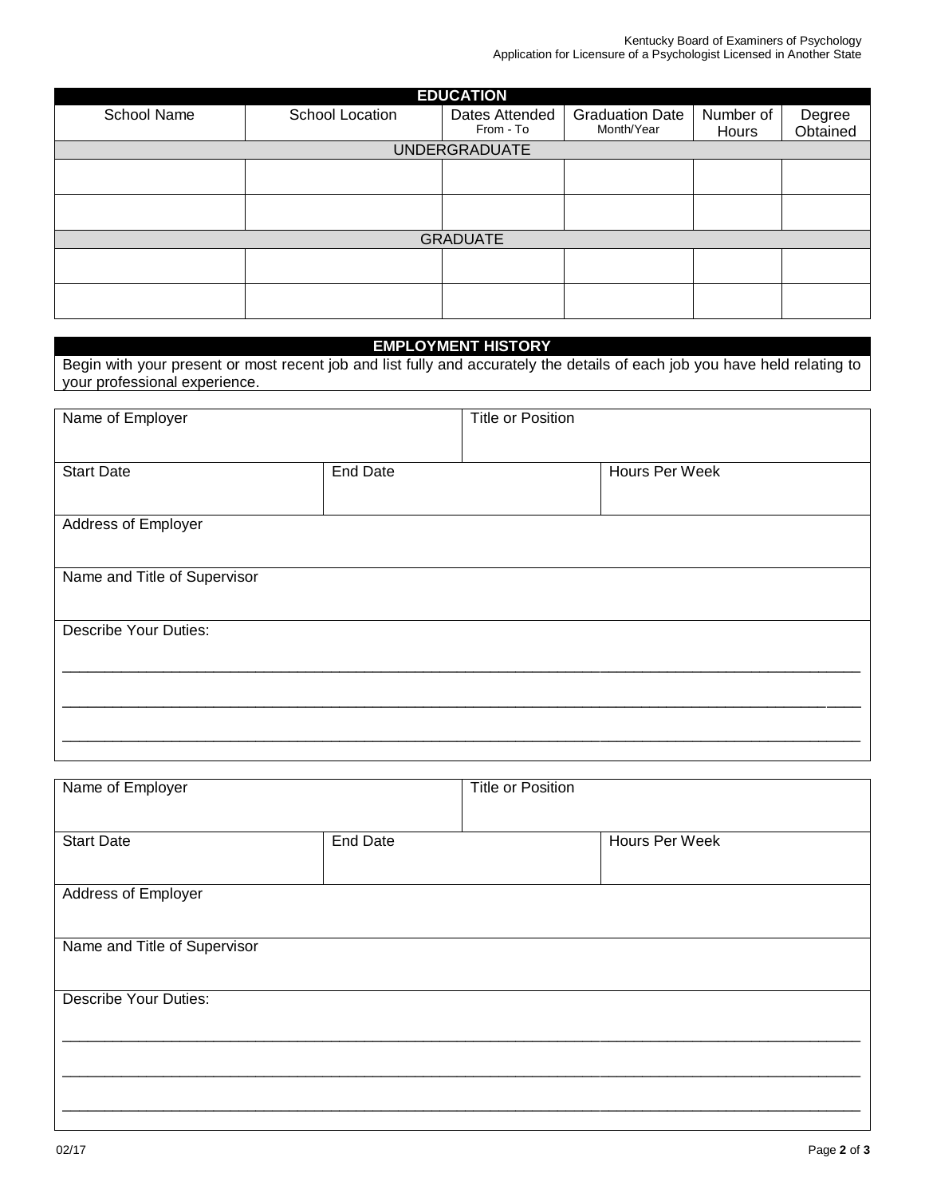## EDUCATION

| School Name | School Location | Dates Attended From - To | Graduation Date Month/Year | Number of Hours | Degree Obtained |
|---|---|---|---|---|---|
| UNDERGRADUATE | | | | | |
| | | | | | |
| | | | | | |
| GRADUATE | | | | | |
| | | | | | |
| | | | | | |

## EMPLOYMENT HISTORY

Begin with your present or most recent job and list fully and accurately the details of each job you have held relating to your professional experience.

| Name of Employer | | Title or Position |
|---|---|---|
| **Start Date** | **End Date** | **Hours Per Week** |
| | | |

Address of Employer

Name and Title of Supervisor

Describe Your Duties:

___________________________________________________________________________

___________________________________________________________________________

___________________________________________________________________________

| Name of Employer | | Title or Position |
|---|---|---|
| **Start Date** | **End Date** | **Hours Per Week** |
| | | |

Address of Employer

Name and Title of Supervisor

Describe Your Duties:

___________________________________________________________________________

___________________________________________________________________________

___________________________________________________________________________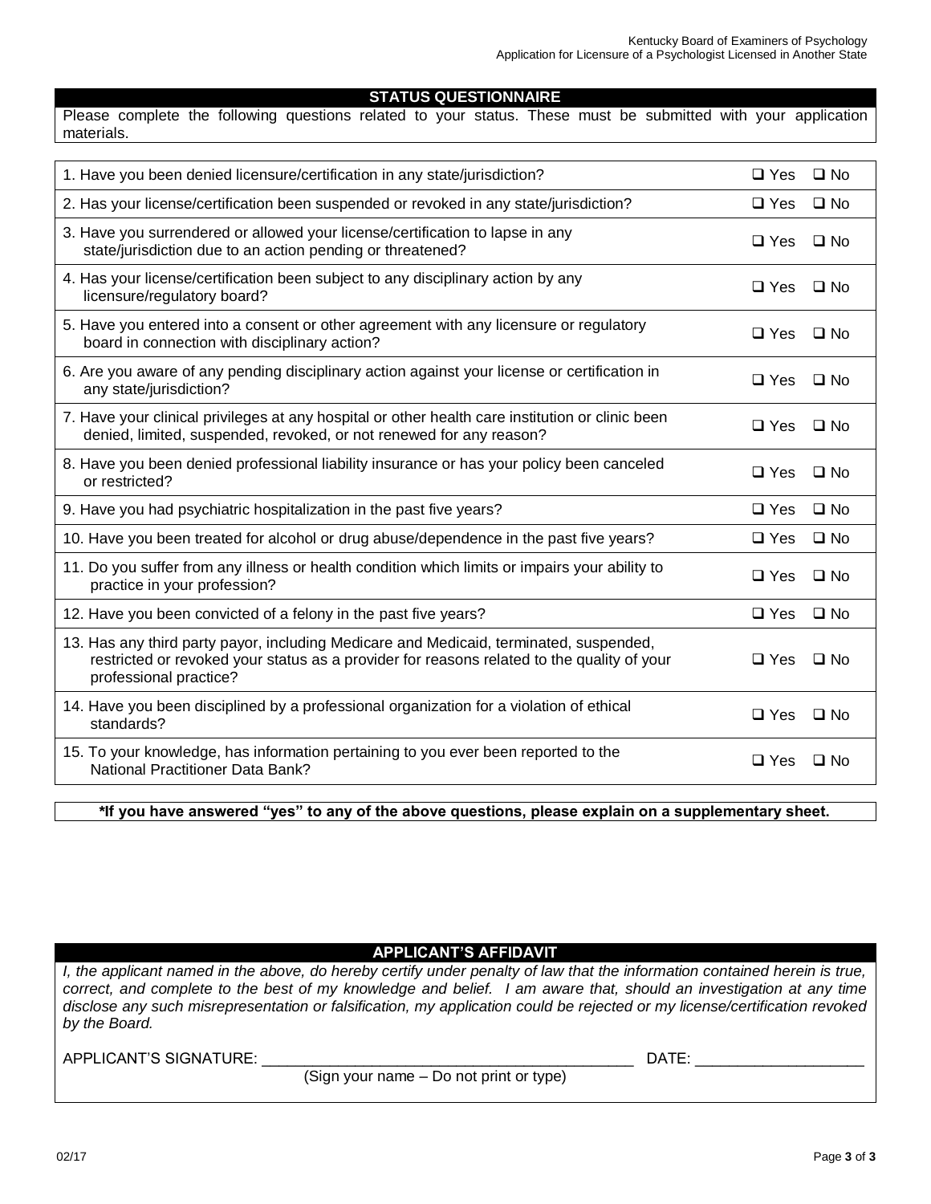## STATUS QUESTIONNAIRE

Please complete the following questions related to your status. These must be submitted with your application materials.

| | |
|---|---|
| 1. Have you been denied licensure/certification in any state/jurisdiction? | ❑ Yes ❑ No |
| 2. Has your license/certification been suspended or revoked in any state/jurisdiction? | ❑ Yes ❑ No |
| 3. Have you surrendered or allowed your license/certification to lapse in any state/jurisdiction due to an action pending or threatened? | ❑ Yes ❑ No |
| 4. Has your license/certification been subject to any disciplinary action by any licensure/regulatory board? | ❑ Yes ❑ No |
| 5. Have you entered into a consent or other agreement with any licensure or regulatory board in connection with disciplinary action? | ❑ Yes ❑ No |
| 6. Are you aware of any pending disciplinary action against your license or certification in any state/jurisdiction? | ❑ Yes ❑ No |
| 7. Have your clinical privileges at any hospital or other health care institution or clinic been denied, limited, suspended, revoked, or not renewed for any reason? | ❑ Yes ❑ No |
| 8. Have you been denied professional liability insurance or has your policy been canceled or restricted? | ❑ Yes ❑ No |
| 9. Have you had psychiatric hospitalization in the past five years? | ❑ Yes ❑ No |
| 10. Have you been treated for alcohol or drug abuse/dependence in the past five years? | ❑ Yes ❑ No |
| 11. Do you suffer from any illness or health condition which limits or impairs your ability to practice in your profession? | ❑ Yes ❑ No |
| 12. Have you been convicted of a felony in the past five years? | ❑ Yes ❑ No |
| 13. Has any third party payor, including Medicare and Medicaid, terminated, suspended, restricted or revoked your status as a provider for reasons related to the quality of your professional practice? | ❑ Yes ❑ No |
| 14. Have you been disciplined by a professional organization for a violation of ethical standards? | ❑ Yes ❑ No |
| 15. To your knowledge, has information pertaining to you ever been reported to the National Practitioner Data Bank? | ❑ Yes ❑ No |

**\*If you have answered "yes" to any of the above questions, please explain on a supplementary sheet.**

## APPLICANT'S AFFIDAVIT

*I, the applicant named in the above, do hereby certify under penalty of law that the information contained herein is true, correct, and complete to the best of my knowledge and belief. I am aware that, should an investigation at any time disclose any such misrepresentation or falsification, my application could be rejected or my license/certification revoked by the Board.*

APPLICANT'S SIGNATURE: ____________________________________________ DATE: ___________________

(Sign your name – Do not print or type)

02/17